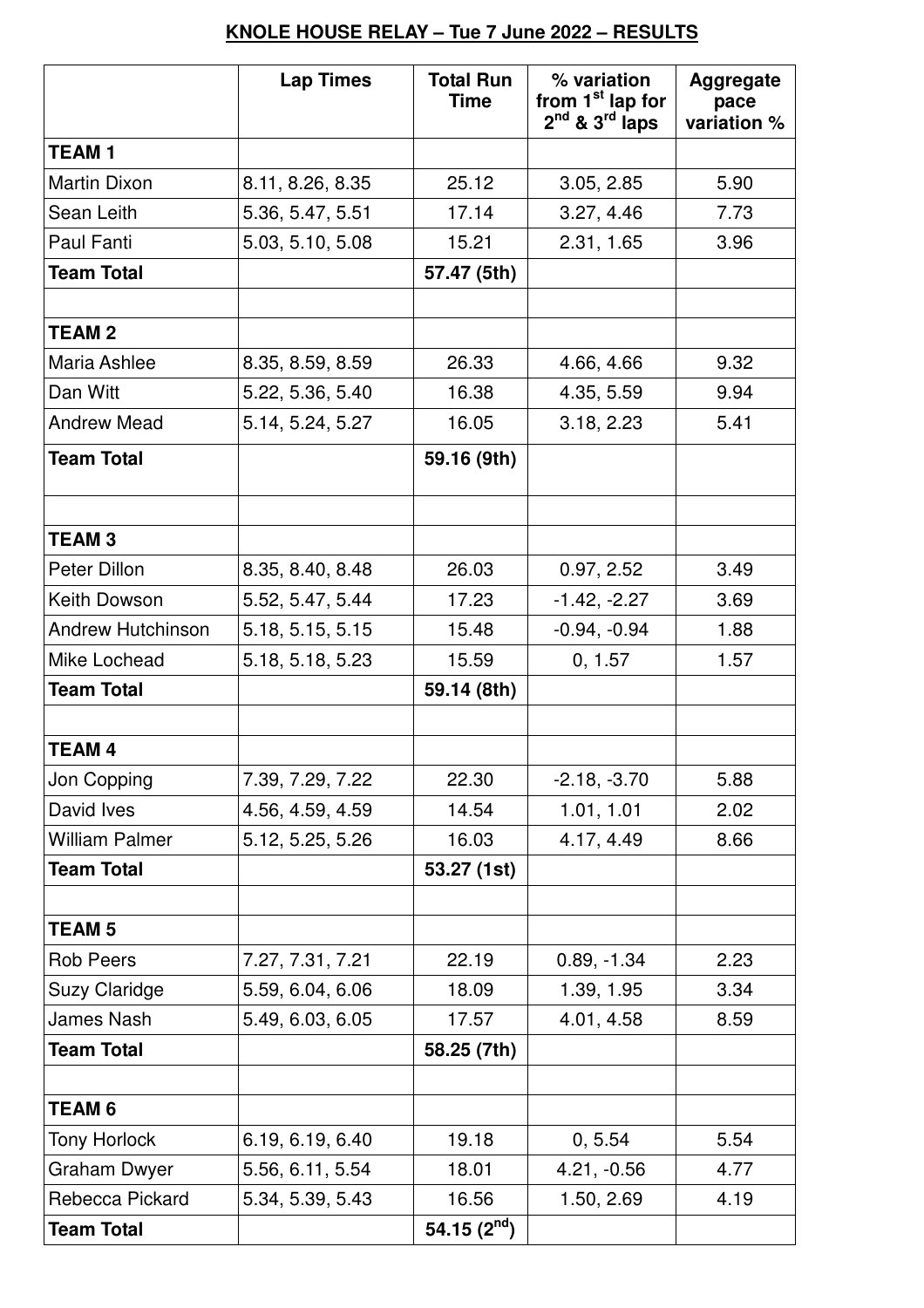**KNOLE HOUSE RELAY – Tue 7 June 2022 – RESULTS**

| | Lap Times | Total Run Time | % variation from 1st lap for 2nd & 3rd laps | Aggregate pace variation % |
|---|---|---|---|---|
| **TEAM 1** | | | | |
| Martin Dixon | 8.11, 8.26, 8.35 | 25.12 | 3.05, 2.85 | 5.90 |
| Sean Leith | 5.36, 5.47, 5.51 | 17.14 | 3.27, 4.46 | 7.73 |
| Paul Fanti | 5.03, 5.10, 5.08 | 15.21 | 2.31, 1.65 | 3.96 |
| **Team Total** | | **57.47 (5th)** | | |
| | | | | |
| **TEAM 2** | | | | |
| Maria Ashlee | 8.35, 8.59, 8.59 | 26.33 | 4.66, 4.66 | 9.32 |
| Dan Witt | 5.22, 5.36, 5.40 | 16.38 | 4.35, 5.59 | 9.94 |
| Andrew Mead | 5.14, 5.24, 5.27 | 16.05 | 3.18, 2.23 | 5.41 |
| **Team Total** | | **59.16 (9th)** | | |
| | | | | |
| **TEAM 3** | | | | |
| Peter Dillon | 8.35, 8.40, 8.48 | 26.03 | 0.97, 2.52 | 3.49 |
| Keith Dowson | 5.52, 5.47, 5.44 | 17.23 | -1.42, -2.27 | 3.69 |
| Andrew Hutchinson | 5.18, 5.15, 5.15 | 15.48 | -0.94, -0.94 | 1.88 |
| Mike Lochead | 5.18, 5.18, 5.23 | 15.59 | 0, 1.57 | 1.57 |
| **Team Total** | | **59.14 (8th)** | | |
| | | | | |
| **TEAM 4** | | | | |
| Jon Copping | 7.39, 7.29, 7.22 | 22.30 | -2.18, -3.70 | 5.88 |
| David Ives | 4.56, 4.59, 4.59 | 14.54 | 1.01, 1.01 | 2.02 |
| William Palmer | 5.12, 5.25, 5.26 | 16.03 | 4.17, 4.49 | 8.66 |
| **Team Total** | | **53.27 (1st)** | | |
| | | | | |
| **TEAM 5** | | | | |
| Rob Peers | 7.27, 7.31, 7.21 | 22.19 | 0.89, -1.34 | 2.23 |
| Suzy Claridge | 5.59, 6.04, 6.06 | 18.09 | 1.39, 1.95 | 3.34 |
| James Nash | 5.49, 6.03, 6.05 | 17.57 | 4.01, 4.58 | 8.59 |
| **Team Total** | | **58.25 (7th)** | | |
| | | | | |
| **TEAM 6** | | | | |
| Tony Horlock | 6.19, 6.19, 6.40 | 19.18 | 0, 5.54 | 5.54 |
| Graham Dwyer | 5.56, 6.11, 5.54 | 18.01 | 4.21, -0.56 | 4.77 |
| Rebecca Pickard | 5.34, 5.39, 5.43 | 16.56 | 1.50, 2.69 | 4.19 |
| **Team Total** | | **54.15 (2nd)** | | |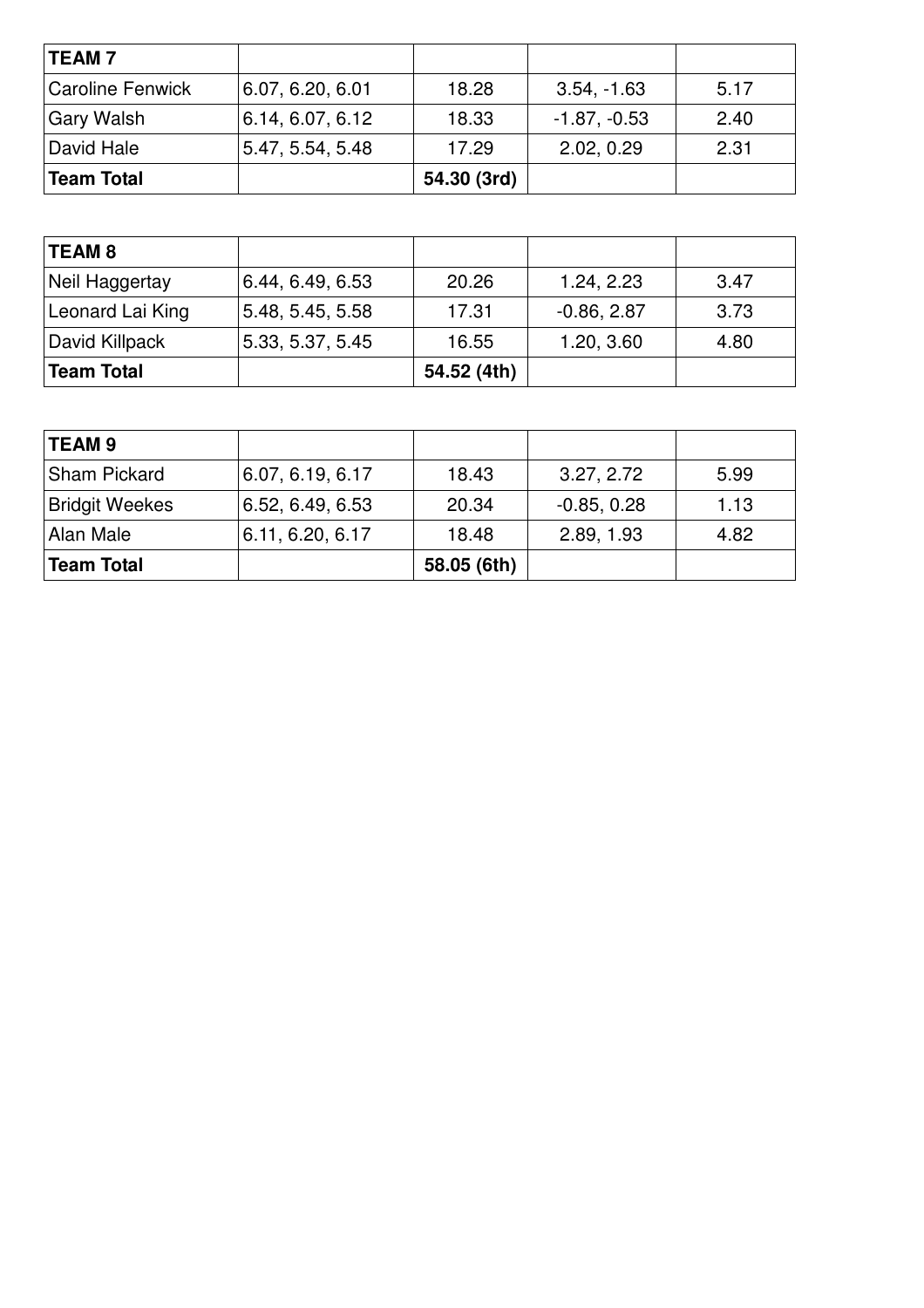| TEAM 7 | | | | |
|---|---|---|---|---|
| Caroline Fenwick | 6.07, 6.20, 6.01 | 18.28 | 3.54, -1.63 | 5.17 |
| Gary Walsh | 6.14, 6.07, 6.12 | 18.33 | -1.87, -0.53 | 2.40 |
| David Hale | 5.47, 5.54, 5.48 | 17.29 | 2.02, 0.29 | 2.31 |
| **Team Total** | | **54.30 (3rd)** | | |

| TEAM 8 | | | | |
|---|---|---|---|---|
| Neil Haggertay | 6.44, 6.49, 6.53 | 20.26 | 1.24, 2.23 | 3.47 |
| Leonard Lai King | 5.48, 5.45, 5.58 | 17.31 | -0.86, 2.87 | 3.73 |
| David Killpack | 5.33, 5.37, 5.45 | 16.55 | 1.20, 3.60 | 4.80 |
| **Team Total** | | **54.52 (4th)** | | |

| TEAM 9 | | | | |
|---|---|---|---|---|
| Sham Pickard | 6.07, 6.19, 6.17 | 18.43 | 3.27, 2.72 | 5.99 |
| Bridgit Weekes | 6.52, 6.49, 6.53 | 20.34 | -0.85, 0.28 | 1.13 |
| Alan Male | 6.11, 6.20, 6.17 | 18.48 | 2.89, 1.93 | 4.82 |
| **Team Total** | | **58.05 (6th)** | | |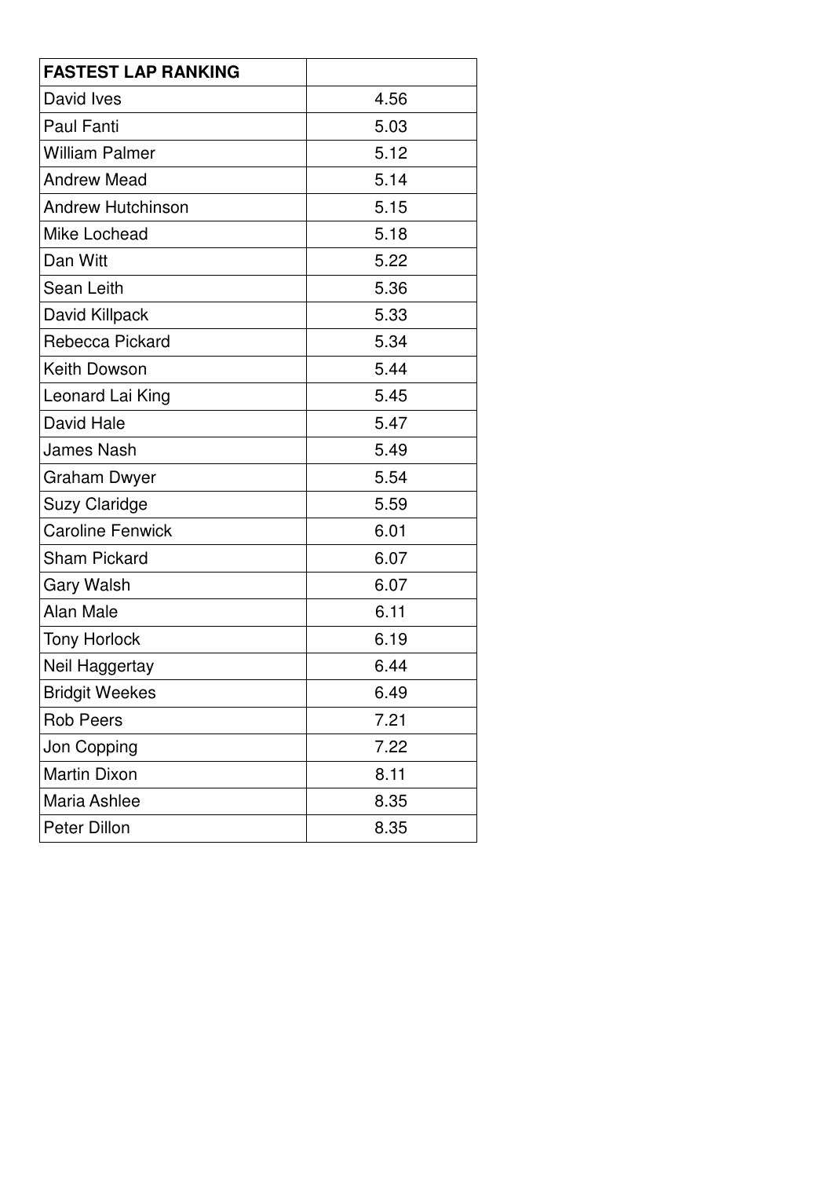| **FASTEST LAP RANKING** | |
|---|---|
| David Ives | 4.56 |
| Paul Fanti | 5.03 |
| William Palmer | 5.12 |
| Andrew Mead | 5.14 |
| Andrew Hutchinson | 5.15 |
| Mike Lochead | 5.18 |
| Dan Witt | 5.22 |
| Sean Leith | 5.36 |
| David Killpack | 5.33 |
| Rebecca Pickard | 5.34 |
| Keith Dowson | 5.44 |
| Leonard Lai King | 5.45 |
| David Hale | 5.47 |
| James Nash | 5.49 |
| Graham Dwyer | 5.54 |
| Suzy Claridge | 5.59 |
| Caroline Fenwick | 6.01 |
| Sham Pickard | 6.07 |
| Gary Walsh | 6.07 |
| Alan Male | 6.11 |
| Tony Horlock | 6.19 |
| Neil Haggertay | 6.44 |
| Bridgit Weekes | 6.49 |
| Rob Peers | 7.21 |
| Jon Copping | 7.22 |
| Martin Dixon | 8.11 |
| Maria Ashlee | 8.35 |
| Peter Dillon | 8.35 |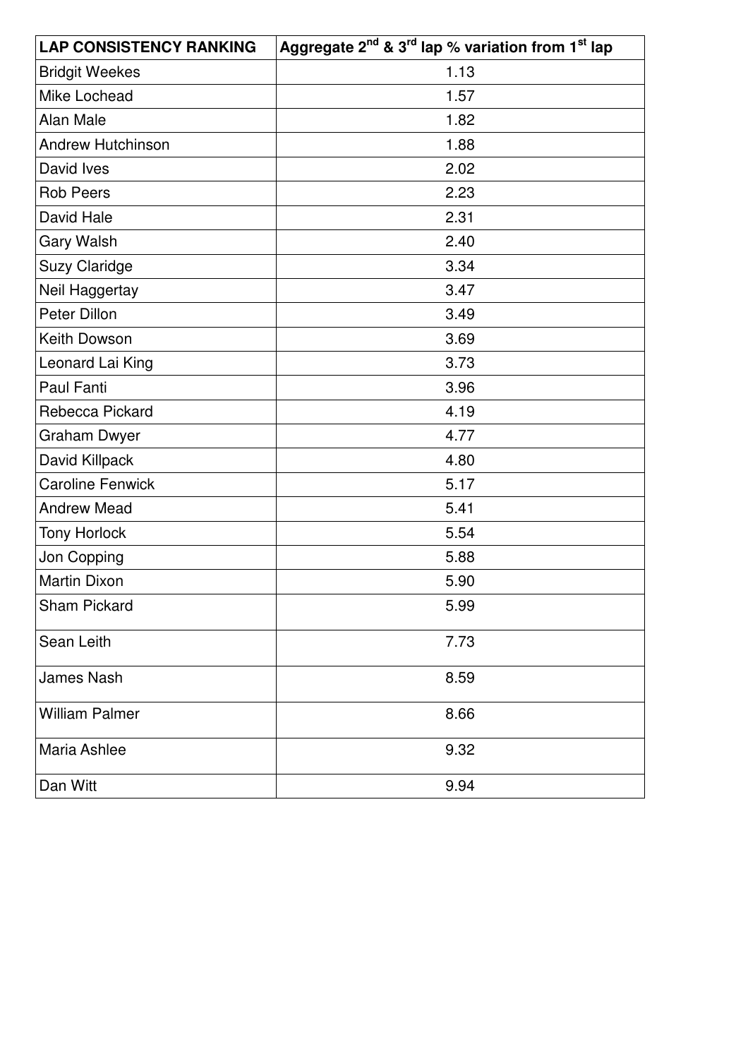| LAP CONSISTENCY RANKING | Aggregate 2nd & 3rd lap % variation from 1st lap |
| --- | --- |
| Bridgit Weekes | 1.13 |
| Mike Lochead | 1.57 |
| Alan Male | 1.82 |
| Andrew Hutchinson | 1.88 |
| David Ives | 2.02 |
| Rob Peers | 2.23 |
| David Hale | 2.31 |
| Gary Walsh | 2.40 |
| Suzy Claridge | 3.34 |
| Neil Haggertay | 3.47 |
| Peter Dillon | 3.49 |
| Keith Dowson | 3.69 |
| Leonard Lai King | 3.73 |
| Paul Fanti | 3.96 |
| Rebecca Pickard | 4.19 |
| Graham Dwyer | 4.77 |
| David Killpack | 4.80 |
| Caroline Fenwick | 5.17 |
| Andrew Mead | 5.41 |
| Tony Horlock | 5.54 |
| Jon Copping | 5.88 |
| Martin Dixon | 5.90 |
| Sham Pickard | 5.99 |
| Sean Leith | 7.73 |
| James Nash | 8.59 |
| William Palmer | 8.66 |
| Maria Ashlee | 9.32 |
| Dan Witt | 9.94 |